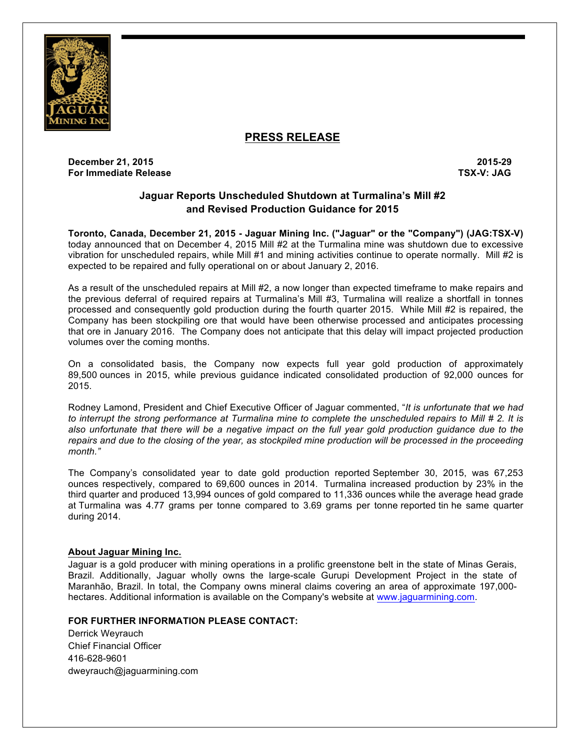# PRESS RELEASE

**December 21, 2015** **2015-29**
**For Immediate Release** **TSX-V: JAG**

## Jaguar Reports Unscheduled Shutdown at Turmalina's Mill #2 and Revised Production Guidance for 2015

**Toronto, Canada, December 21, 2015 - Jaguar Mining Inc. ("Jaguar" or the "Company") (JAG:TSX-V)** today announced that on December 4, 2015 Mill #2 at the Turmalina mine was shutdown due to excessive vibration for unscheduled repairs, while Mill #1 and mining activities continue to operate normally. Mill #2 is expected to be repaired and fully operational on or about January 2, 2016.

As a result of the unscheduled repairs at Mill #2, a now longer than expected timeframe to make repairs and the previous deferral of required repairs at Turmalina's Mill #3, Turmalina will realize a shortfall in tonnes processed and consequently gold production during the fourth quarter 2015. While Mill #2 is repaired, the Company has been stockpiling ore that would have been otherwise processed and anticipates processing that ore in January 2016. The Company does not anticipate that this delay will impact projected production volumes over the coming months.

On a consolidated basis, the Company now expects full year gold production of approximately 89,500 ounces in 2015, while previous guidance indicated consolidated production of 92,000 ounces for 2015.

Rodney Lamond, President and Chief Executive Officer of Jaguar commented, "*It is unfortunate that we had to interrupt the strong performance at Turmalina mine to complete the unscheduled repairs to Mill # 2. It is also unfortunate that there will be a negative impact on the full year gold production guidance due to the repairs and due to the closing of the year, as stockpiled mine production will be processed in the proceeding month.*"

The Company's consolidated year to date gold production reported September 30, 2015, was 67,253 ounces respectively, compared to 69,600 ounces in 2014. Turmalina increased production by 23% in the third quarter and produced 13,994 ounces of gold compared to 11,336 ounces while the average head grade at Turmalina was 4.77 grams per tonne compared to 3.69 grams per tonne reported tin he same quarter during 2014.

**About Jaguar Mining Inc.**

Jaguar is a gold producer with mining operations in a prolific greenstone belt in the state of Minas Gerais, Brazil. Additionally, Jaguar wholly owns the large-scale Gurupi Development Project in the state of Maranhão, Brazil. In total, the Company owns mineral claims covering an area of approximate 197,000-hectares. Additional information is available on the Company's website at www.jaguarmining.com.

**FOR FURTHER INFORMATION PLEASE CONTACT:**

Derrick Weyrauch
Chief Financial Officer
416-628-9601
dweyrauch@jaguarmining.com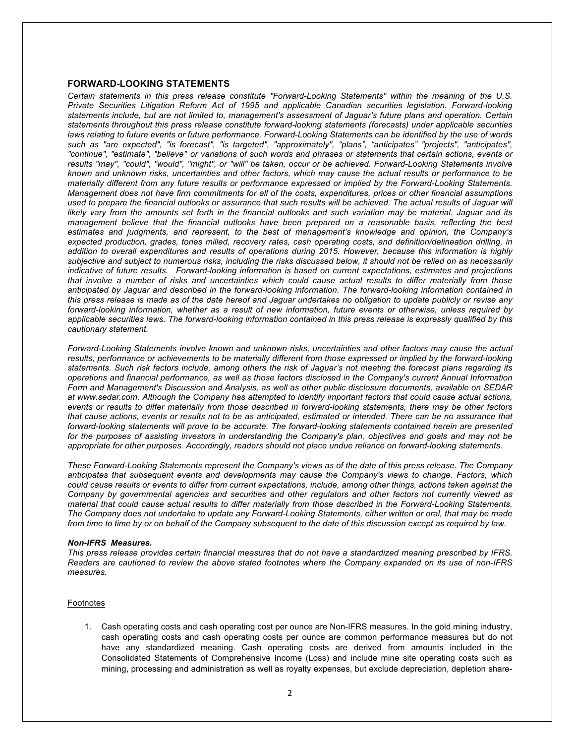## FORWARD-LOOKING STATEMENTS

*Certain statements in this press release constitute "Forward-Looking Statements" within the meaning of the U.S. Private Securities Litigation Reform Act of 1995 and applicable Canadian securities legislation. Forward-looking statements include, but are not limited to, management's assessment of Jaguar's future plans and operation. Certain statements throughout this press release constitute forward-looking statements (forecasts) under applicable securities laws relating to future events or future performance. Forward-Looking Statements can be identified by the use of words such as "are expected", "is forecast", "is targeted", "approximately", "plans", "anticipates" "projects", "anticipates", "continue", "estimate", "believe" or variations of such words and phrases or statements that certain actions, events or results "may", "could", "would", "might", or "will" be taken, occur or be achieved. Forward-Looking Statements involve known and unknown risks, uncertainties and other factors, which may cause the actual results or performance to be materially different from any future results or performance expressed or implied by the Forward-Looking Statements. Management does not have firm commitments for all of the costs, expenditures, prices or other financial assumptions used to prepare the financial outlooks or assurance that such results will be achieved. The actual results of Jaguar will likely vary from the amounts set forth in the financial outlooks and such variation may be material. Jaguar and its management believe that the financial outlooks have been prepared on a reasonable basis, reflecting the best estimates and judgments, and represent, to the best of management's knowledge and opinion, the Company's expected production, grades, tones milled, recovery rates, cash operating costs, and definition/delineation drilling, in addition to overall expenditures and results of operations during 2015. However, because this information is highly subjective and subject to numerous risks, including the risks discussed below, it should not be relied on as necessarily indicative of future results. Forward-looking information is based on current expectations, estimates and projections that involve a number of risks and uncertainties which could cause actual results to differ materially from those anticipated by Jaguar and described in the forward-looking information. The forward-looking information contained in this press release is made as of the date hereof and Jaguar undertakes no obligation to update publicly or revise any forward-looking information, whether as a result of new information, future events or otherwise, unless required by applicable securities laws. The forward-looking information contained in this press release is expressly qualified by this cautionary statement.*

*Forward-Looking Statements involve known and unknown risks, uncertainties and other factors may cause the actual results, performance or achievements to be materially different from those expressed or implied by the forward-looking statements. Such risk factors include, among others the risk of Jaguar's not meeting the forecast plans regarding its operations and financial performance, as well as those factors disclosed in the Company's current Annual Information Form and Management's Discussion and Analysis, as well as other public disclosure documents, available on SEDAR at www.sedar.com. Although the Company has attempted to identify important factors that could cause actual actions, events or results to differ materially from those described in forward-looking statements, there may be other factors that cause actions, events or results not to be as anticipated, estimated or intended. There can be no assurance that forward-looking statements will prove to be accurate. The forward-looking statements contained herein are presented for the purposes of assisting investors in understanding the Company's plan, objectives and goals and may not be appropriate for other purposes. Accordingly, readers should not place undue reliance on forward-looking statements.*

*These Forward-Looking Statements represent the Company's views as of the date of this press release. The Company anticipates that subsequent events and developments may cause the Company's views to change. Factors, which could cause results or events to differ from current expectations, include, among other things, actions taken against the Company by governmental agencies and securities and other regulators and other factors not currently viewed as material that could cause actual results to differ materially from those described in the Forward-Looking Statements. The Company does not undertake to update any Forward-Looking Statements, either written or oral, that may be made from time to time by or on behalf of the Company subsequent to the date of this discussion except as required by law.*

***Non-IFRS Measures.***

*This press release provides certain financial measures that do not have a standardized meaning prescribed by IFRS. Readers are cautioned to review the above stated footnotes where the Company expanded on its use of non-IFRS measures.*

Footnotes

1. Cash operating costs and cash operating cost per ounce are Non-IFRS measures. In the gold mining industry, cash operating costs and cash operating costs per ounce are common performance measures but do not have any standardized meaning. Cash operating costs are derived from amounts included in the Consolidated Statements of Comprehensive Income (Loss) and include mine site operating costs such as mining, processing and administration as well as royalty expenses, but exclude depreciation, depletion share-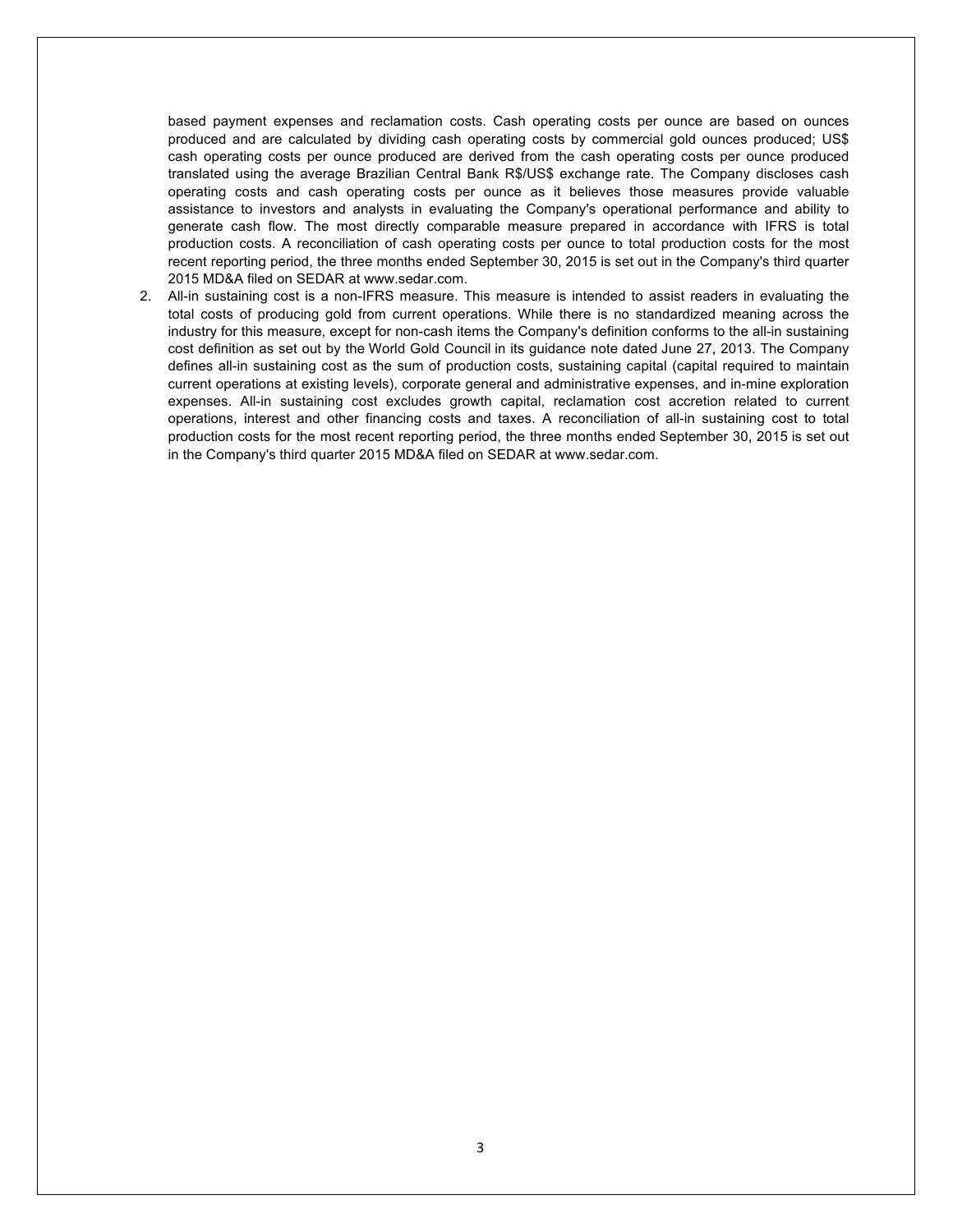based payment expenses and reclamation costs. Cash operating costs per ounce are based on ounces produced and are calculated by dividing cash operating costs by commercial gold ounces produced; US$ cash operating costs per ounce produced are derived from the cash operating costs per ounce produced translated using the average Brazilian Central Bank R$/US$ exchange rate. The Company discloses cash operating costs and cash operating costs per ounce as it believes those measures provide valuable assistance to investors and analysts in evaluating the Company's operational performance and ability to generate cash flow. The most directly comparable measure prepared in accordance with IFRS is total production costs. A reconciliation of cash operating costs per ounce to total production costs for the most recent reporting period, the three months ended September 30, 2015 is set out in the Company's third quarter 2015 MD&A filed on SEDAR at www.sedar.com.

2. All-in sustaining cost is a non-IFRS measure. This measure is intended to assist readers in evaluating the total costs of producing gold from current operations. While there is no standardized meaning across the industry for this measure, except for non-cash items the Company's definition conforms to the all-in sustaining cost definition as set out by the World Gold Council in its guidance note dated June 27, 2013. The Company defines all-in sustaining cost as the sum of production costs, sustaining capital (capital required to maintain current operations at existing levels), corporate general and administrative expenses, and in-mine exploration expenses. All-in sustaining cost excludes growth capital, reclamation cost accretion related to current operations, interest and other financing costs and taxes. A reconciliation of all-in sustaining cost to total production costs for the most recent reporting period, the three months ended September 30, 2015 is set out in the Company's third quarter 2015 MD&A filed on SEDAR at www.sedar.com.